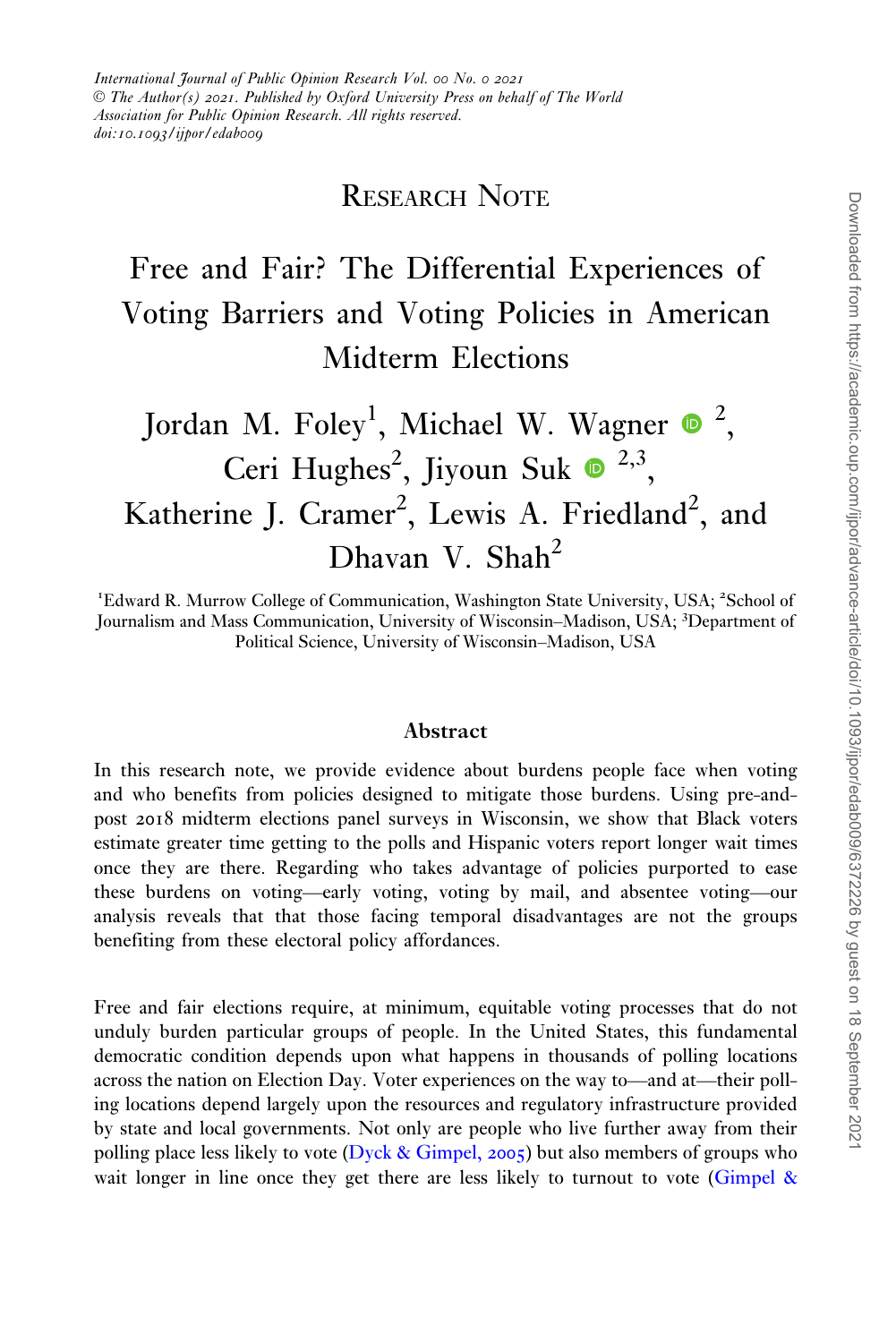*International Journal of Public Opinion Research Vol. 00 No. 0 2021*
*© The Author(s) 2021. Published by Oxford University Press on behalf of The World Association for Public Opinion Research. All rights reserved.*
*doi:10.1093/ijpor/edab009*

RESEARCH NOTE

# Free and Fair? The Differential Experiences of Voting Barriers and Voting Policies in American Midterm Elections

Jordan M. Foley[1], Michael W. Wagner[2], Ceri Hughes[2], Jiyoun Suk[2,3], Katherine J. Cramer[2], Lewis A. Friedland[2], and Dhavan V. Shah[2]

[1]Edward R. Murrow College of Communication, Washington State University, USA; [2]School of Journalism and Mass Communication, University of Wisconsin–Madison, USA; [3]Department of Political Science, University of Wisconsin–Madison, USA

## Abstract

In this research note, we provide evidence about burdens people face when voting and who benefits from policies designed to mitigate those burdens. Using pre-and-post 2018 midterm elections panel surveys in Wisconsin, we show that Black voters estimate greater time getting to the polls and Hispanic voters report longer wait times once they are there. Regarding who takes advantage of policies purported to ease these burdens on voting—early voting, voting by mail, and absentee voting—our analysis reveals that that those facing temporal disadvantages are not the groups benefiting from these electoral policy affordances.

Free and fair elections require, at minimum, equitable voting processes that do not unduly burden particular groups of people. In the United States, this fundamental democratic condition depends upon what happens in thousands of polling locations across the nation on Election Day. Voter experiences on the way to—and at—their polling locations depend largely upon the resources and regulatory infrastructure provided by state and local governments. Not only are people who live further away from their polling place less likely to vote (Dyck & Gimpel, 2005) but also members of groups who wait longer in line once they get there are less likely to turnout to vote (Gimpel &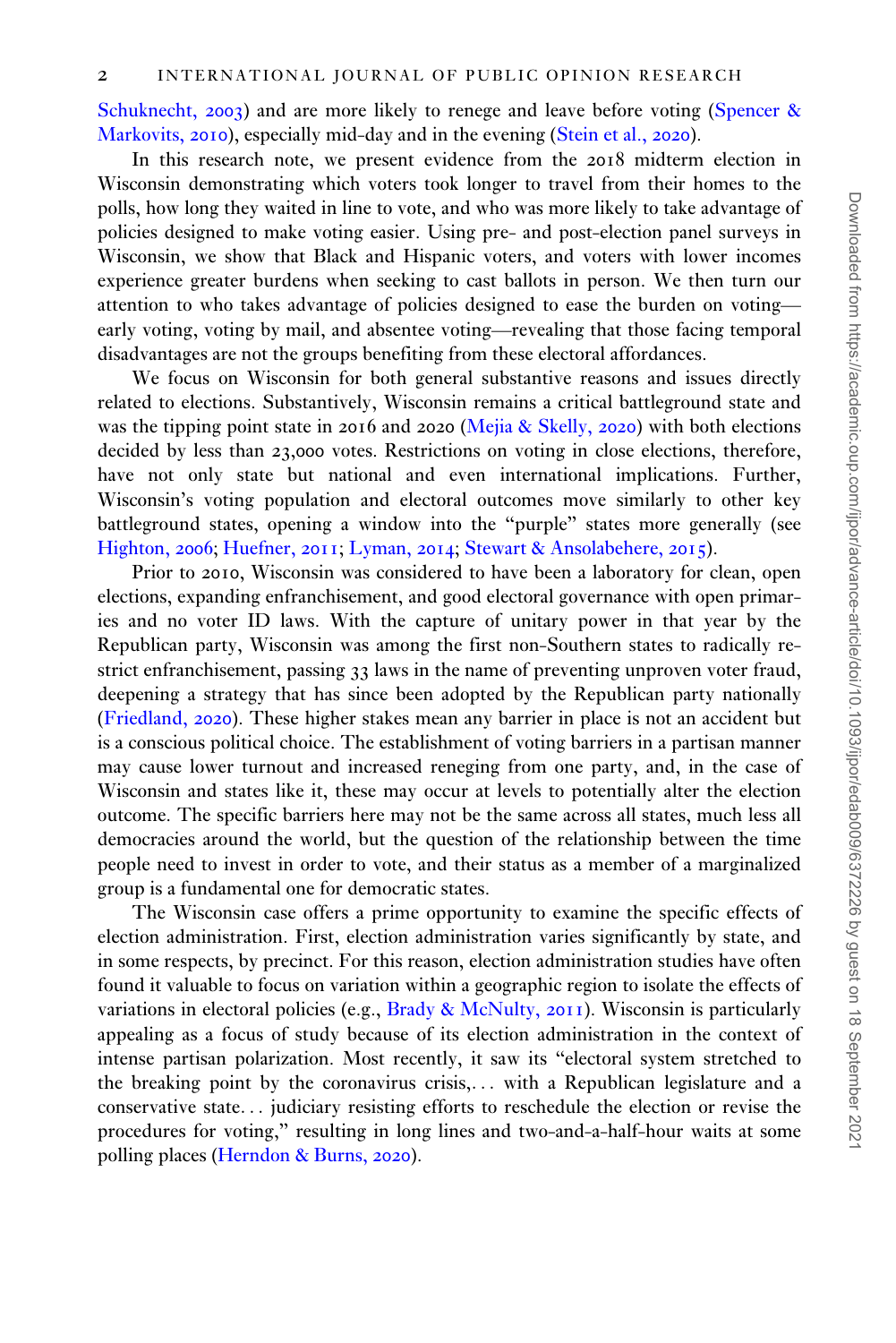Schuknecht, 2003) and are more likely to renege and leave before voting (Spencer & Markovits, 2010), especially mid-day and in the evening (Stein et al., 2020).

In this research note, we present evidence from the 2018 midterm election in Wisconsin demonstrating which voters took longer to travel from their homes to the polls, how long they waited in line to vote, and who was more likely to take advantage of policies designed to make voting easier. Using pre- and post-election panel surveys in Wisconsin, we show that Black and Hispanic voters, and voters with lower incomes experience greater burdens when seeking to cast ballots in person. We then turn our attention to who takes advantage of policies designed to ease the burden on voting—early voting, voting by mail, and absentee voting—revealing that those facing temporal disadvantages are not the groups benefiting from these electoral affordances.

We focus on Wisconsin for both general substantive reasons and issues directly related to elections. Substantively, Wisconsin remains a critical battleground state and was the tipping point state in 2016 and 2020 (Mejia & Skelly, 2020) with both elections decided by less than 23,000 votes. Restrictions on voting in close elections, therefore, have not only state but national and even international implications. Further, Wisconsin's voting population and electoral outcomes move similarly to other key battleground states, opening a window into the "purple" states more generally (see Highton, 2006; Huefner, 2011; Lyman, 2014; Stewart & Ansolabehere, 2015).

Prior to 2010, Wisconsin was considered to have been a laboratory for clean, open elections, expanding enfranchisement, and good electoral governance with open primaries and no voter ID laws. With the capture of unitary power in that year by the Republican party, Wisconsin was among the first non-Southern states to radically restrict enfranchisement, passing 33 laws in the name of preventing unproven voter fraud, deepening a strategy that has since been adopted by the Republican party nationally (Friedland, 2020). These higher stakes mean any barrier in place is not an accident but is a conscious political choice. The establishment of voting barriers in a partisan manner may cause lower turnout and increased reneging from one party, and, in the case of Wisconsin and states like it, these may occur at levels to potentially alter the election outcome. The specific barriers here may not be the same across all states, much less all democracies around the world, but the question of the relationship between the time people need to invest in order to vote, and their status as a member of a marginalized group is a fundamental one for democratic states.

The Wisconsin case offers a prime opportunity to examine the specific effects of election administration. First, election administration varies significantly by state, and in some respects, by precinct. For this reason, election administration studies have often found it valuable to focus on variation within a geographic region to isolate the effects of variations in electoral policies (e.g., Brady & McNulty, 2011). Wisconsin is particularly appealing as a focus of study because of its election administration in the context of intense partisan polarization. Most recently, it saw its "electoral system stretched to the breaking point by the coronavirus crisis,... with a Republican legislature and a conservative state... judiciary resisting efforts to reschedule the election or revise the procedures for voting," resulting in long lines and two-and-a-half-hour waits at some polling places (Herndon & Burns, 2020).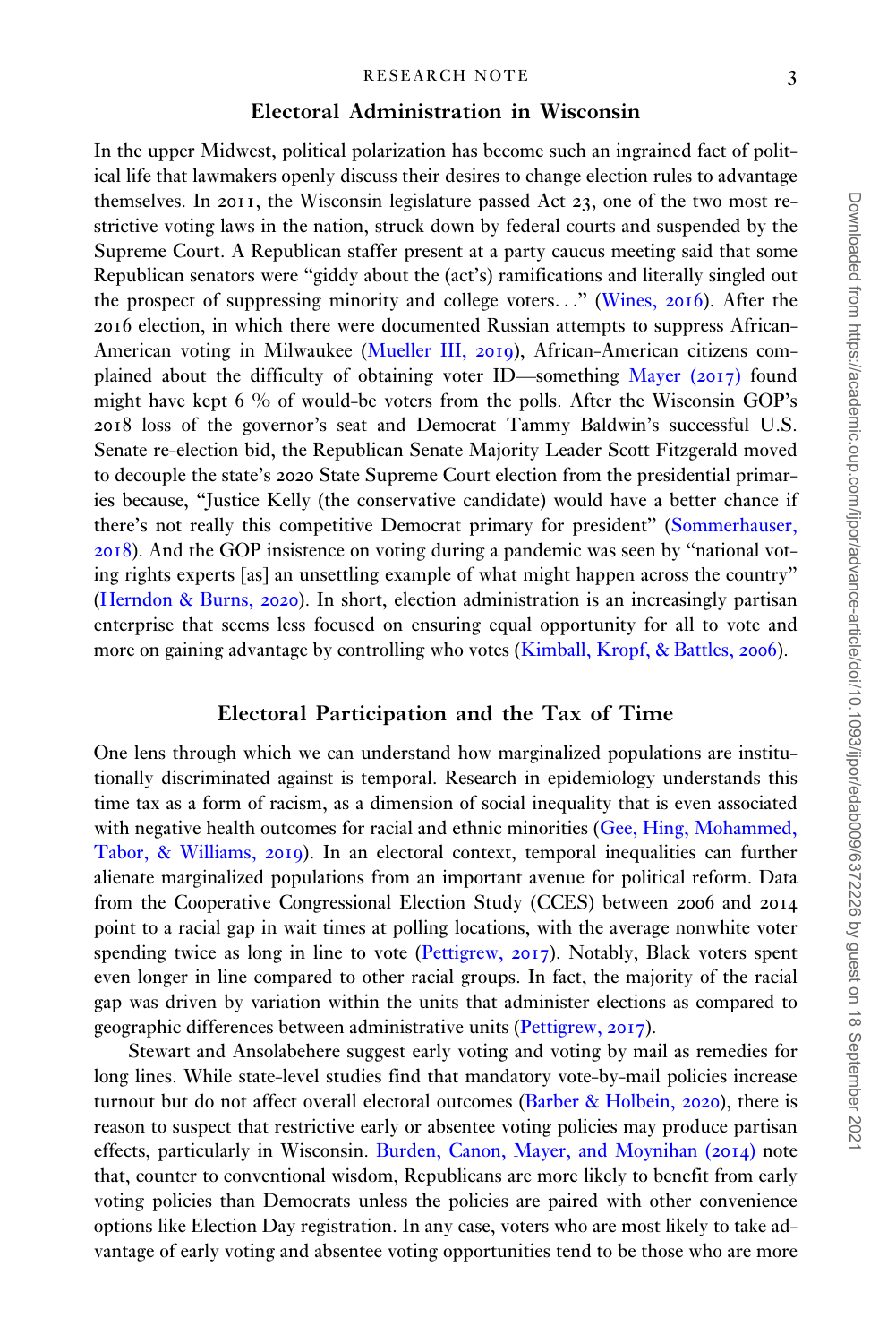## Electoral Administration in Wisconsin

In the upper Midwest, political polarization has become such an ingrained fact of political life that lawmakers openly discuss their desires to change election rules to advantage themselves. In 2011, the Wisconsin legislature passed Act 23, one of the two most restrictive voting laws in the nation, struck down by federal courts and suspended by the Supreme Court. A Republican staffer present at a party caucus meeting said that some Republican senators were "giddy about the (act's) ramifications and literally singled out the prospect of suppressing minority and college voters…" (Wines, 2016). After the 2016 election, in which there were documented Russian attempts to suppress African-American voting in Milwaukee (Mueller III, 2019), African-American citizens complained about the difficulty of obtaining voter ID—something Mayer (2017) found might have kept 6 % of would-be voters from the polls. After the Wisconsin GOP's 2018 loss of the governor's seat and Democrat Tammy Baldwin's successful U.S. Senate re-election bid, the Republican Senate Majority Leader Scott Fitzgerald moved to decouple the state's 2020 State Supreme Court election from the presidential primaries because, "Justice Kelly (the conservative candidate) would have a better chance if there's not really this competitive Democrat primary for president" (Sommerhauser, 2018). And the GOP insistence on voting during a pandemic was seen by "national voting rights experts [as] an unsettling example of what might happen across the country" (Herndon & Burns, 2020). In short, election administration is an increasingly partisan enterprise that seems less focused on ensuring equal opportunity for all to vote and more on gaining advantage by controlling who votes (Kimball, Kropf, & Battles, 2006).

## Electoral Participation and the Tax of Time

One lens through which we can understand how marginalized populations are institutionally discriminated against is temporal. Research in epidemiology understands this time tax as a form of racism, as a dimension of social inequality that is even associated with negative health outcomes for racial and ethnic minorities (Gee, Hing, Mohammed, Tabor, & Williams, 2019). In an electoral context, temporal inequalities can further alienate marginalized populations from an important avenue for political reform. Data from the Cooperative Congressional Election Study (CCES) between 2006 and 2014 point to a racial gap in wait times at polling locations, with the average nonwhite voter spending twice as long in line to vote (Pettigrew, 2017). Notably, Black voters spent even longer in line compared to other racial groups. In fact, the majority of the racial gap was driven by variation within the units that administer elections as compared to geographic differences between administrative units (Pettigrew, 2017).

Stewart and Ansolabehere suggest early voting and voting by mail as remedies for long lines. While state-level studies find that mandatory vote-by-mail policies increase turnout but do not affect overall electoral outcomes (Barber & Holbein, 2020), there is reason to suspect that restrictive early or absentee voting policies may produce partisan effects, particularly in Wisconsin. Burden, Canon, Mayer, and Moynihan (2014) note that, counter to conventional wisdom, Republicans are more likely to benefit from early voting policies than Democrats unless the policies are paired with other convenience options like Election Day registration. In any case, voters who are most likely to take advantage of early voting and absentee voting opportunities tend to be those who are more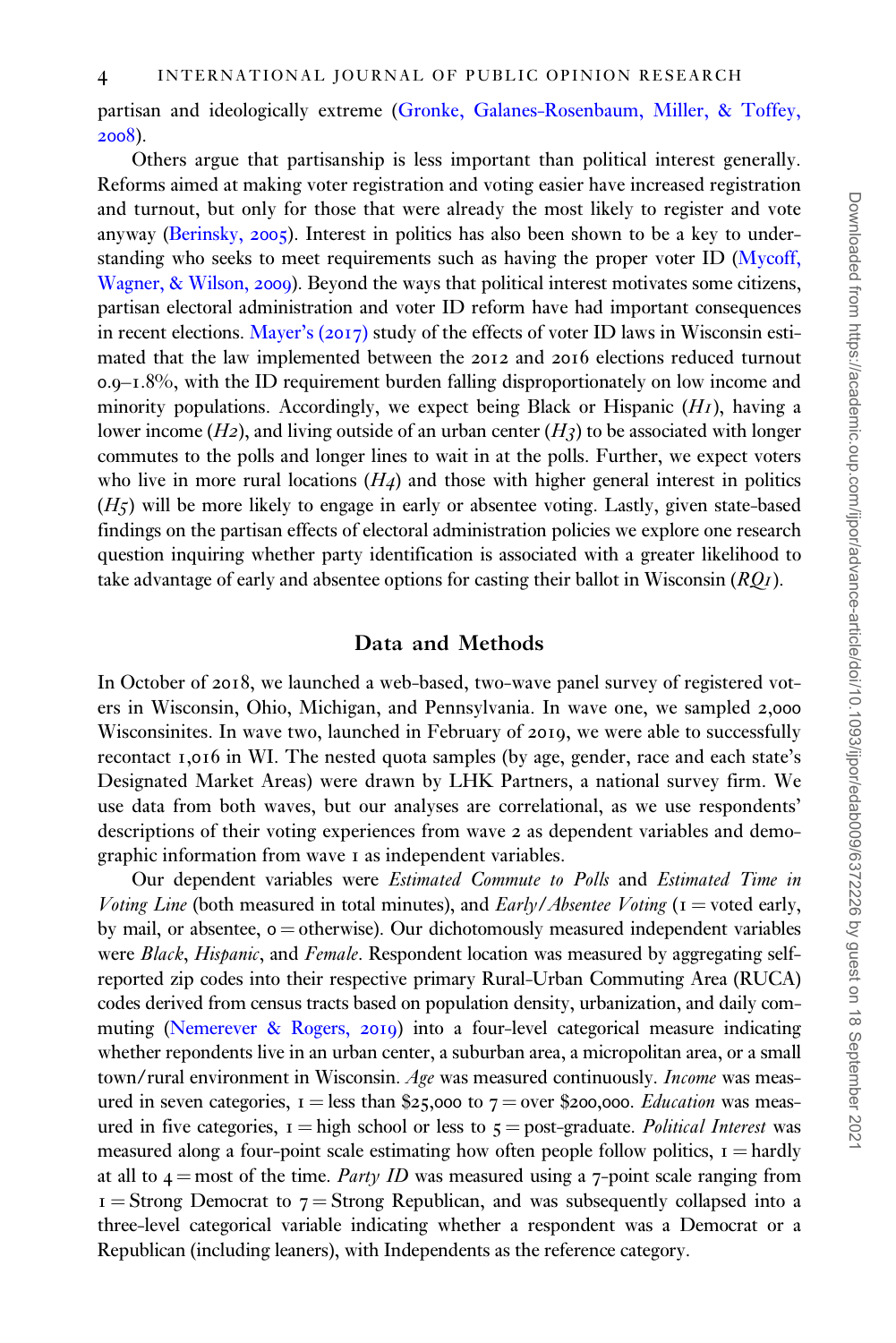partisan and ideologically extreme (Gronke, Galanes-Rosenbaum, Miller, & Toffey, 2008).

Others argue that partisanship is less important than political interest generally. Reforms aimed at making voter registration and voting easier have increased registration and turnout, but only for those that were already the most likely to register and vote anyway (Berinsky, 2005). Interest in politics has also been shown to be a key to understanding who seeks to meet requirements such as having the proper voter ID (Mycoff, Wagner, & Wilson, 2009). Beyond the ways that political interest motivates some citizens, partisan electoral administration and voter ID reform have had important consequences in recent elections. Mayer's (2017) study of the effects of voter ID laws in Wisconsin estimated that the law implemented between the 2012 and 2016 elections reduced turnout 0.9–1.8%, with the ID requirement burden falling disproportionately on low income and minority populations. Accordingly, we expect being Black or Hispanic (*H1*), having a lower income (*H2*), and living outside of an urban center (*H3*) to be associated with longer commutes to the polls and longer lines to wait in at the polls. Further, we expect voters who live in more rural locations (*H4*) and those with higher general interest in politics (*H5*) will be more likely to engage in early or absentee voting. Lastly, given state-based findings on the partisan effects of electoral administration policies we explore one research question inquiring whether party identification is associated with a greater likelihood to take advantage of early and absentee options for casting their ballot in Wisconsin (*RQ1*).

## Data and Methods

In October of 2018, we launched a web-based, two-wave panel survey of registered voters in Wisconsin, Ohio, Michigan, and Pennsylvania. In wave one, we sampled 2,000 Wisconsinites. In wave two, launched in February of 2019, we were able to successfully recontact 1,016 in WI. The nested quota samples (by age, gender, race and each state's Designated Market Areas) were drawn by LHK Partners, a national survey firm. We use data from both waves, but our analyses are correlational, as we use respondents' descriptions of their voting experiences from wave 2 as dependent variables and demographic information from wave 1 as independent variables.

Our dependent variables were *Estimated Commute to Polls* and *Estimated Time in Voting Line* (both measured in total minutes), and *Early/Absentee Voting* (1 = voted early, by mail, or absentee, 0 = otherwise). Our dichotomously measured independent variables were *Black*, *Hispanic*, and *Female*. Respondent location was measured by aggregating self-reported zip codes into their respective primary Rural-Urban Commuting Area (RUCA) codes derived from census tracts based on population density, urbanization, and daily commuting (Nemerever & Rogers, 2019) into a four-level categorical measure indicating whether repondents live in an urban center, a suburban area, a micropolitan area, or a small town/rural environment in Wisconsin. *Age* was measured continuously. *Income* was measured in seven categories, 1 = less than $25,000 to 7 = over $200,000. *Education* was measured in five categories, 1 = high school or less to 5 = post-graduate. *Political Interest* was measured along a four-point scale estimating how often people follow politics, 1 = hardly at all to 4 = most of the time. *Party ID* was measured using a 7-point scale ranging from 1 = Strong Democrat to 7 = Strong Republican, and was subsequently collapsed into a three-level categorical variable indicating whether a respondent was a Democrat or a Republican (including leaners), with Independents as the reference category.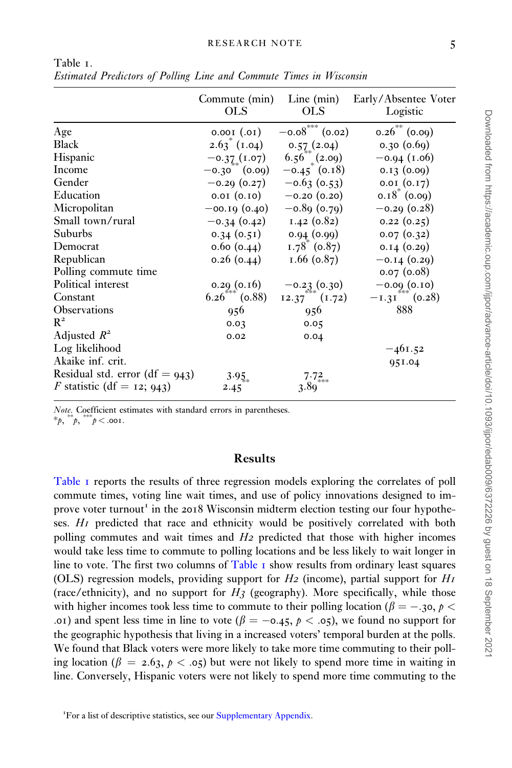Table 1.
*Estimated Predictors of Polling Line and Commute Times in Wisconsin*

| | Commute (min) OLS | Line (min) OLS | Early/Absentee Voter Logistic |
|---|---|---|---|
| Age | 0.001 (.01) | $-0.08^{***}$ (0.02) | $0.26^{**}$ (0.09) |
| Black | $2.63^{*}$ (1.04) | 0.57 (2.04) | 0.30 (0.69) |
| Hispanic | −0.37 (1.07) | $6.56^{**}$ (2.09) | −0.94 (1.06) |
| Income | $-0.30^{**}$ (0.09) | $-0.45^{*}$ (0.18) | 0.13 (0.09) |
| Gender | −0.29 (0.27) | −0.63 (0.53) | 0.01 (0.17) |
| Education | 0.01 (0.10) | −0.20 (0.20) | $0.18^{*}$ (0.09) |
| Micropolitan | −00.19 (0.40) | −0.89 (0.79) | −0.29 (0.28) |
| Small town/rural | −0.34 (0.42) | 1.42 (0.82) | 0.22 (0.25) |
| Suburbs | 0.34 (0.51) | 0.94 (0.99) | 0.07 (0.32) |
| Democrat | 0.60 (0.44) | $1.78^{*}$ (0.87) | 0.14 (0.29) |
| Republican | 0.26 (0.44) | 1.66 (0.87) | −0.14 (0.29) |
| Polling commute time | | | 0.07 (0.08) |
| Political interest | 0.29 (0.16) | −0.23 (0.30) | −0.09 (0.10) |
| Constant | $6.26^{***}$ (0.88) | $12.37^{***}$ (1.72) | $-1.31^{***}$ (0.28) |
| Observations | 956 | 956 | 888 |
| $R^2$ | 0.03 | 0.05 | |
| Adjusted $R^2$ | 0.02 | 0.04 | |
| Log likelihood | | | −461.52 |
| Akaike inf. crit. | | | 951.04 |
| Residual std. error (df = 943) | 3.95 | 7.72 | |
| $F$ statistic (df = 12; 943) | $2.45^{**}$ | $3.89^{***}$ | |

*Note.* Coefficient estimates with standard errors in parentheses.
$^{*}p$, $^{**}p$, $^{***}p < .001$.

## Results

Table 1 reports the results of three regression models exploring the correlates of poll commute times, voting line wait times, and use of policy innovations designed to improve voter turnout[1] in the 2018 Wisconsin midterm election testing our four hypotheses. *H1* predicted that race and ethnicity would be positively correlated with both polling commutes and wait times and *H2* predicted that those with higher incomes would take less time to commute to polling locations and be less likely to wait longer in line to vote. The first two columns of Table 1 show results from ordinary least squares (OLS) regression models, providing support for *H2* (income), partial support for *H1* (race/ethnicity), and no support for *H3* (geography). More specifically, while those with higher incomes took less time to commute to their polling location ($\beta = -.30$, $p < .01$) and spent less time in line to vote ($\beta = -0.45$, $p < .05$), we found no support for the geographic hypothesis that living in a increased voters' temporal burden at the polls. We found that Black voters were more likely to take more time commuting to their polling location ($\beta = 2.63$, $p < .05$) but were not likely to spend more time in waiting in line. Conversely, Hispanic voters were not likely to spend more time commuting to the

[1] For a list of descriptive statistics, see our Supplementary Appendix.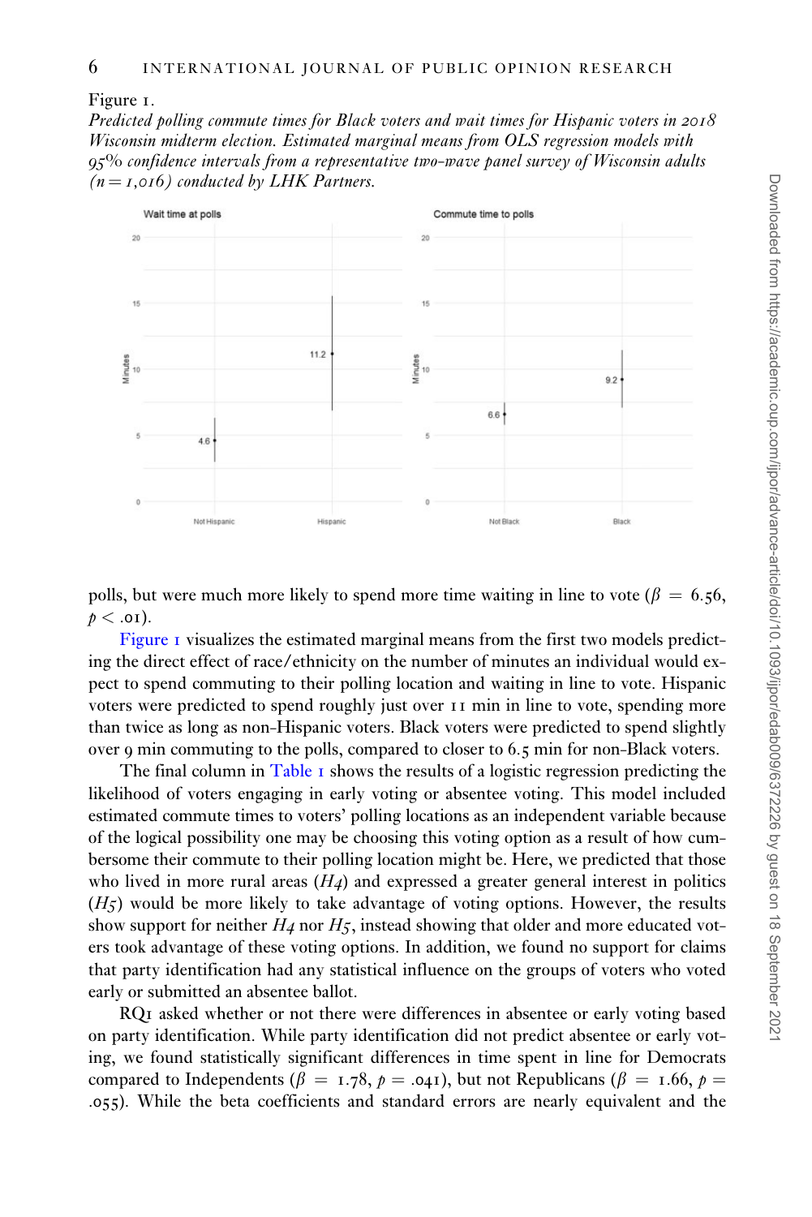Figure 1.

*Predicted polling commute times for Black voters and wait times for Hispanic voters in 2018 Wisconsin midterm election. Estimated marginal means from OLS regression models with 95% confidence intervals from a representative two-wave panel survey of Wisconsin adults (n = 1,016) conducted by LHK Partners.*

polls, but were much more likely to spend more time waiting in line to vote ($\beta = 6.56$, $p < .01$).

Figure 1 visualizes the estimated marginal means from the first two models predicting the direct effect of race/ethnicity on the number of minutes an individual would expect to spend commuting to their polling location and waiting in line to vote. Hispanic voters were predicted to spend roughly just over 11 min in line to vote, spending more than twice as long as non-Hispanic voters. Black voters were predicted to spend slightly over 9 min commuting to the polls, compared to closer to 6.5 min for non-Black voters.

The final column in Table 1 shows the results of a logistic regression predicting the likelihood of voters engaging in early voting or absentee voting. This model included estimated commute times to voters' polling locations as an independent variable because of the logical possibility one may be choosing this voting option as a result of how cumbersome their commute to their polling location might be. Here, we predicted that those who lived in more rural areas (*H4*) and expressed a greater general interest in politics (*H5*) would be more likely to take advantage of voting options. However, the results show support for neither *H4* nor *H5*, instead showing that older and more educated voters took advantage of these voting options. In addition, we found no support for claims that party identification had any statistical influence on the groups of voters who voted early or submitted an absentee ballot.

RQ1 asked whether or not there were differences in absentee or early voting based on party identification. While party identification did not predict absentee or early voting, we found statistically significant differences in time spent in line for Democrats compared to Independents ($\beta = 1.78$, $p = .041$), but not Republicans ($\beta = 1.66$, $p = .055$). While the beta coefficients and standard errors are nearly equivalent and the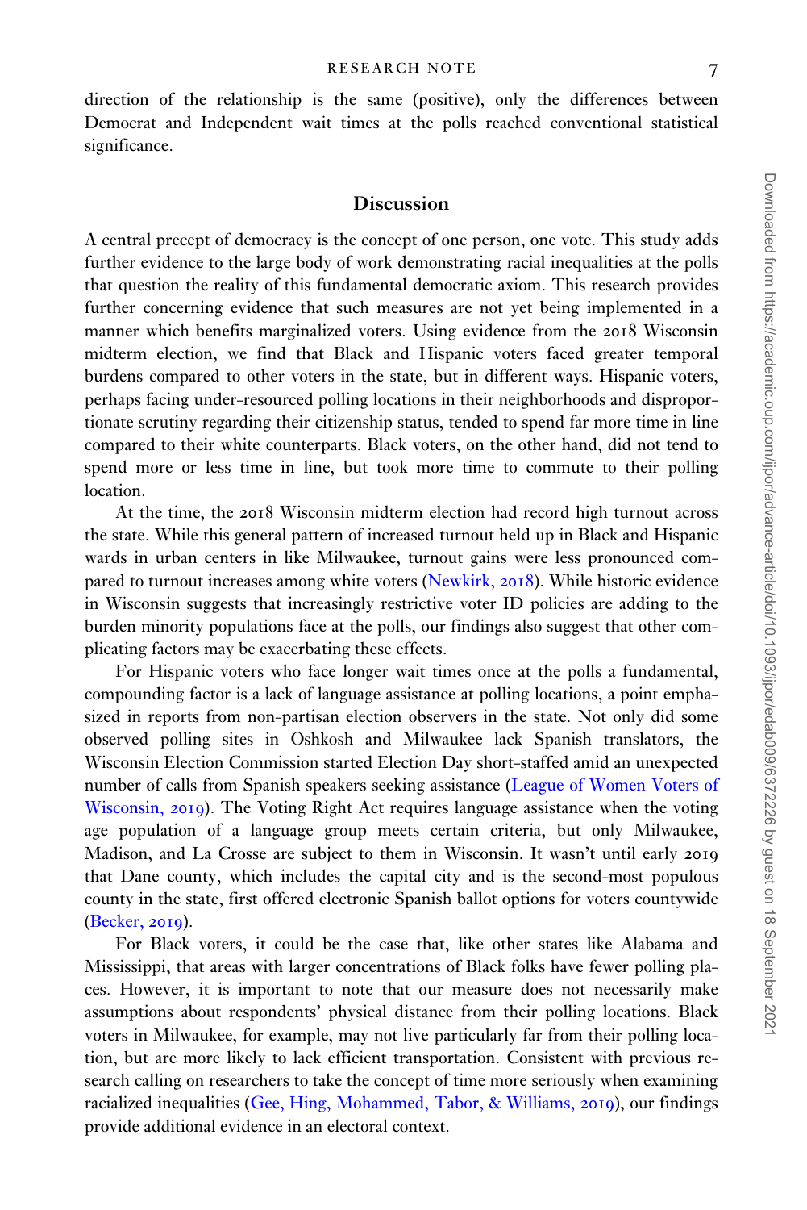direction of the relationship is the same (positive), only the differences between Democrat and Independent wait times at the polls reached conventional statistical significance.

## Discussion

A central precept of democracy is the concept of one person, one vote. This study adds further evidence to the large body of work demonstrating racial inequalities at the polls that question the reality of this fundamental democratic axiom. This research provides further concerning evidence that such measures are not yet being implemented in a manner which benefits marginalized voters. Using evidence from the 2018 Wisconsin midterm election, we find that Black and Hispanic voters faced greater temporal burdens compared to other voters in the state, but in different ways. Hispanic voters, perhaps facing under-resourced polling locations in their neighborhoods and disproportionate scrutiny regarding their citizenship status, tended to spend far more time in line compared to their white counterparts. Black voters, on the other hand, did not tend to spend more or less time in line, but took more time to commute to their polling location.

At the time, the 2018 Wisconsin midterm election had record high turnout across the state. While this general pattern of increased turnout held up in Black and Hispanic wards in urban centers in like Milwaukee, turnout gains were less pronounced compared to turnout increases among white voters (Newkirk, 2018). While historic evidence in Wisconsin suggests that increasingly restrictive voter ID policies are adding to the burden minority populations face at the polls, our findings also suggest that other complicating factors may be exacerbating these effects.

For Hispanic voters who face longer wait times once at the polls a fundamental, compounding factor is a lack of language assistance at polling locations, a point emphasized in reports from non-partisan election observers in the state. Not only did some observed polling sites in Oshkosh and Milwaukee lack Spanish translators, the Wisconsin Election Commission started Election Day short-staffed amid an unexpected number of calls from Spanish speakers seeking assistance (League of Women Voters of Wisconsin, 2019). The Voting Right Act requires language assistance when the voting age population of a language group meets certain criteria, but only Milwaukee, Madison, and La Crosse are subject to them in Wisconsin. It wasn't until early 2019 that Dane county, which includes the capital city and is the second-most populous county in the state, first offered electronic Spanish ballot options for voters countywide (Becker, 2019).

For Black voters, it could be the case that, like other states like Alabama and Mississippi, that areas with larger concentrations of Black folks have fewer polling places. However, it is important to note that our measure does not necessarily make assumptions about respondents' physical distance from their polling locations. Black voters in Milwaukee, for example, may not live particularly far from their polling location, but are more likely to lack efficient transportation. Consistent with previous research calling on researchers to take the concept of time more seriously when examining racialized inequalities (Gee, Hing, Mohammed, Tabor, & Williams, 2019), our findings provide additional evidence in an electoral context.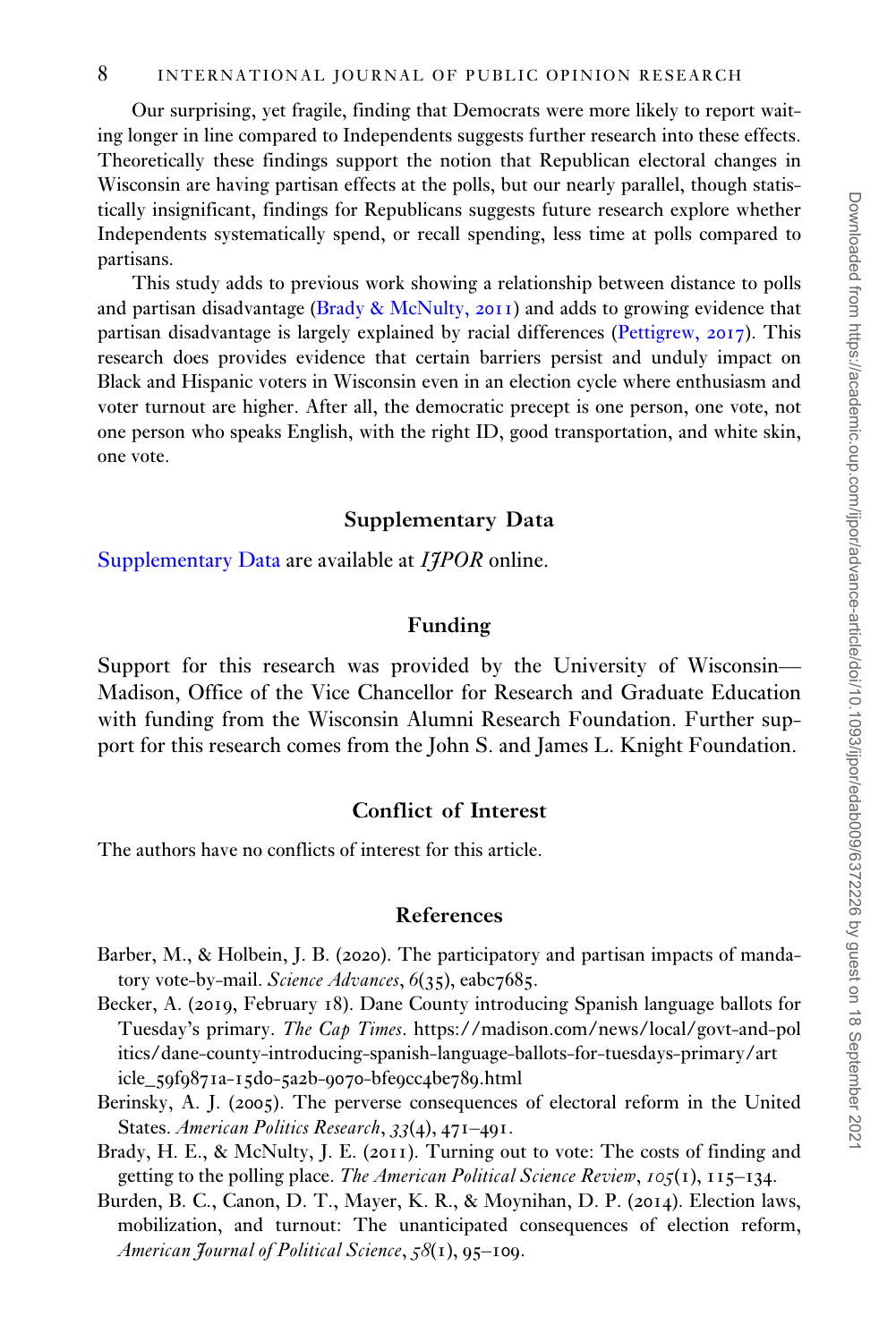Our surprising, yet fragile, finding that Democrats were more likely to report waiting longer in line compared to Independents suggests further research into these effects. Theoretically these findings support the notion that Republican electoral changes in Wisconsin are having partisan effects at the polls, but our nearly parallel, though statistically insignificant, findings for Republicans suggests future research explore whether Independents systematically spend, or recall spending, less time at polls compared to partisans.

This study adds to previous work showing a relationship between distance to polls and partisan disadvantage (Brady & McNulty, 2011) and adds to growing evidence that partisan disadvantage is largely explained by racial differences (Pettigrew, 2017). This research does provides evidence that certain barriers persist and unduly impact on Black and Hispanic voters in Wisconsin even in an election cycle where enthusiasm and voter turnout are higher. After all, the democratic precept is one person, one vote, not one person who speaks English, with the right ID, good transportation, and white skin, one vote.

## Supplementary Data

Supplementary Data are available at *IJPOR* online.

## Funding

Support for this research was provided by the University of Wisconsin—Madison, Office of the Vice Chancellor for Research and Graduate Education with funding from the Wisconsin Alumni Research Foundation. Further support for this research comes from the John S. and James L. Knight Foundation.

## Conflict of Interest

The authors have no conflicts of interest for this article.

## References

Barber, M., & Holbein, J. B. (2020). The participatory and partisan impacts of mandatory vote-by-mail. *Science Advances*, *6*(35), eabc7685.

Becker, A. (2019, February 18). Dane County introducing Spanish language ballots for Tuesday's primary. *The Cap Times*. https://madison.com/news/local/govt-and-politics/dane-county-introducing-spanish-language-ballots-for-tuesdays-primary/article_59f9871a-15d0-5a2b-9070-bfe9cc4be789.html

Berinsky, A. J. (2005). The perverse consequences of electoral reform in the United States. *American Politics Research*, *33*(4), 471–491.

Brady, H. E., & McNulty, J. E. (2011). Turning out to vote: The costs of finding and getting to the polling place. *The American Political Science Review*, *105*(1), 115–134.

Burden, B. C., Canon, D. T., Mayer, K. R., & Moynihan, D. P. (2014). Election laws, mobilization, and turnout: The unanticipated consequences of election reform, *American Journal of Political Science*, *58*(1), 95–109.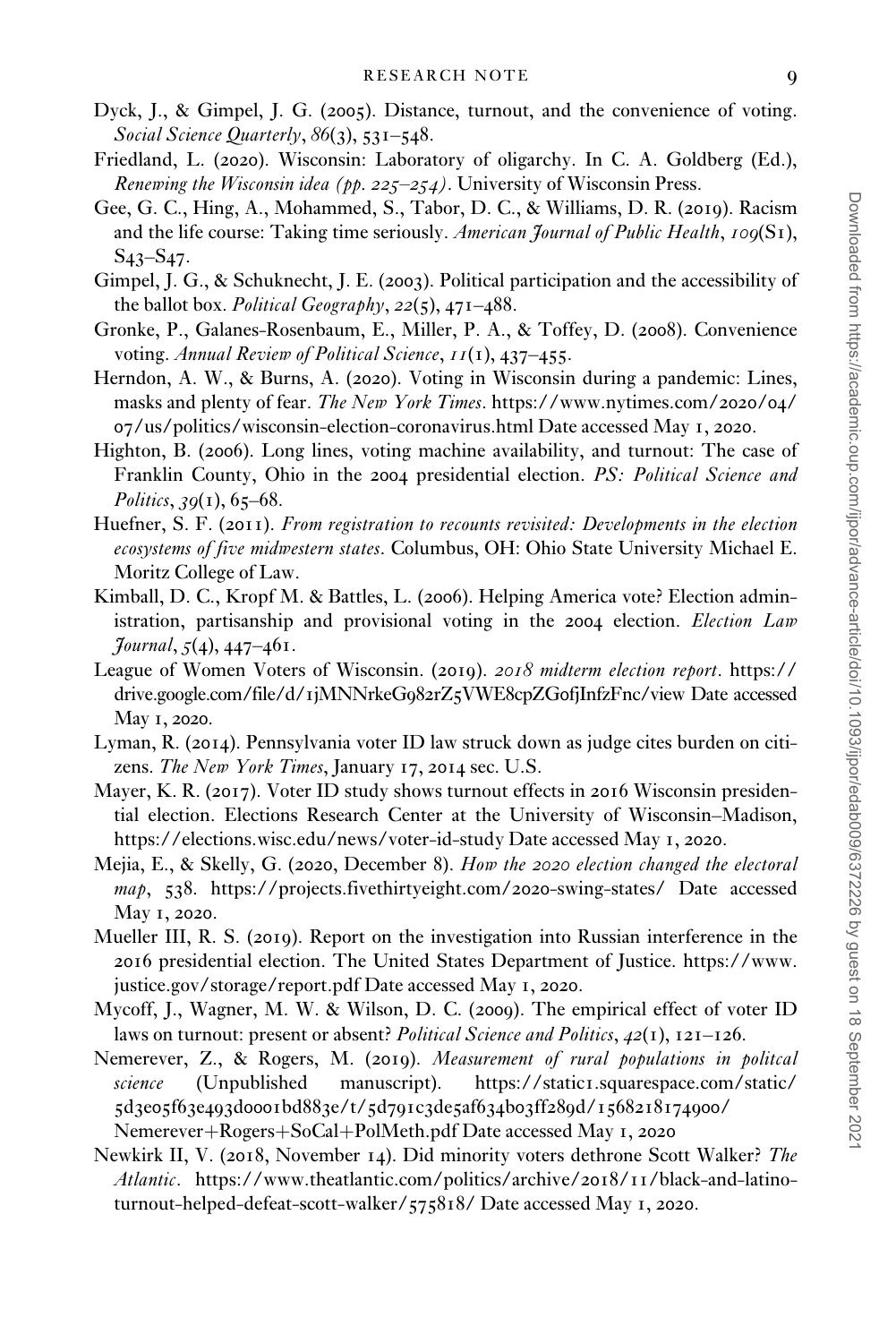Dyck, J., & Gimpel, J. G. (2005). Distance, turnout, and the convenience of voting. *Social Science Quarterly*, *86*(3), 531–548.

Friedland, L. (2020). Wisconsin: Laboratory of oligarchy. In C. A. Goldberg (Ed.), *Renewing the Wisconsin idea (pp. 225–254)*. University of Wisconsin Press.

Gee, G. C., Hing, A., Mohammed, S., Tabor, D. C., & Williams, D. R. (2019). Racism and the life course: Taking time seriously. *American Journal of Public Health*, *109*(S1), S43–S47.

Gimpel, J. G., & Schuknecht, J. E. (2003). Political participation and the accessibility of the ballot box. *Political Geography*, *22*(5), 471–488.

Gronke, P., Galanes-Rosenbaum, E., Miller, P. A., & Toffey, D. (2008). Convenience voting. *Annual Review of Political Science*, *11*(1), 437–455.

Herndon, A. W., & Burns, A. (2020). Voting in Wisconsin during a pandemic: Lines, masks and plenty of fear. *The New York Times*. https://www.nytimes.com/2020/04/07/us/politics/wisconsin-election-coronavirus.html Date accessed May 1, 2020.

Highton, B. (2006). Long lines, voting machine availability, and turnout: The case of Franklin County, Ohio in the 2004 presidential election. *PS: Political Science and Politics*, *39*(1), 65–68.

Huefner, S. F. (2011). *From registration to recounts revisited: Developments in the election ecosystems of five midwestern states*. Columbus, OH: Ohio State University Michael E. Moritz College of Law.

Kimball, D. C., Kropf M. & Battles, L. (2006). Helping America vote? Election administration, partisanship and provisional voting in the 2004 election. *Election Law Journal*, *5*(4), 447–461.

League of Women Voters of Wisconsin. (2019). *2018 midterm election report*. https://drive.google.com/file/d/1jMNNrkeG982rZ5VWE8cpZG0fjInfzFnc/view Date accessed May 1, 2020.

Lyman, R. (2014). Pennsylvania voter ID law struck down as judge cites burden on citizens. *The New York Times*, January 17, 2014 sec. U.S.

Mayer, K. R. (2017). Voter ID study shows turnout effects in 2016 Wisconsin presidential election. Elections Research Center at the University of Wisconsin–Madison, https://elections.wisc.edu/news/voter-id-study Date accessed May 1, 2020.

Mejia, E., & Skelly, G. (2020, December 8). *How the 2020 election changed the electoral map*, 538. https://projects.fivethirtyeight.com/2020-swing-states/ Date accessed May 1, 2020.

Mueller III, R. S. (2019). Report on the investigation into Russian interference in the 2016 presidential election. The United States Department of Justice. https://www.justice.gov/storage/report.pdf Date accessed May 1, 2020.

Mycoff, J., Wagner, M. W. & Wilson, D. C. (2009). The empirical effect of voter ID laws on turnout: present or absent? *Political Science and Politics*, *42*(1), 121–126.

Nemerever, Z., & Rogers, M. (2019). *Measurement of rural populations in politcal science* (Unpublished manuscript). https://static1.squarespace.com/static/5d3e05f63e493d0001bd883e/t/5d791c3de5af634b03ff289d/1568218174900/Nemerever+Rogers+SoCal+PolMeth.pdf Date accessed May 1, 2020

Newkirk II, V. (2018, November 14). Did minority voters dethrone Scott Walker? *The Atlantic*. https://www.theatlantic.com/politics/archive/2018/11/black-and-latino-turnout-helped-defeat-scott-walker/575818/ Date accessed May 1, 2020.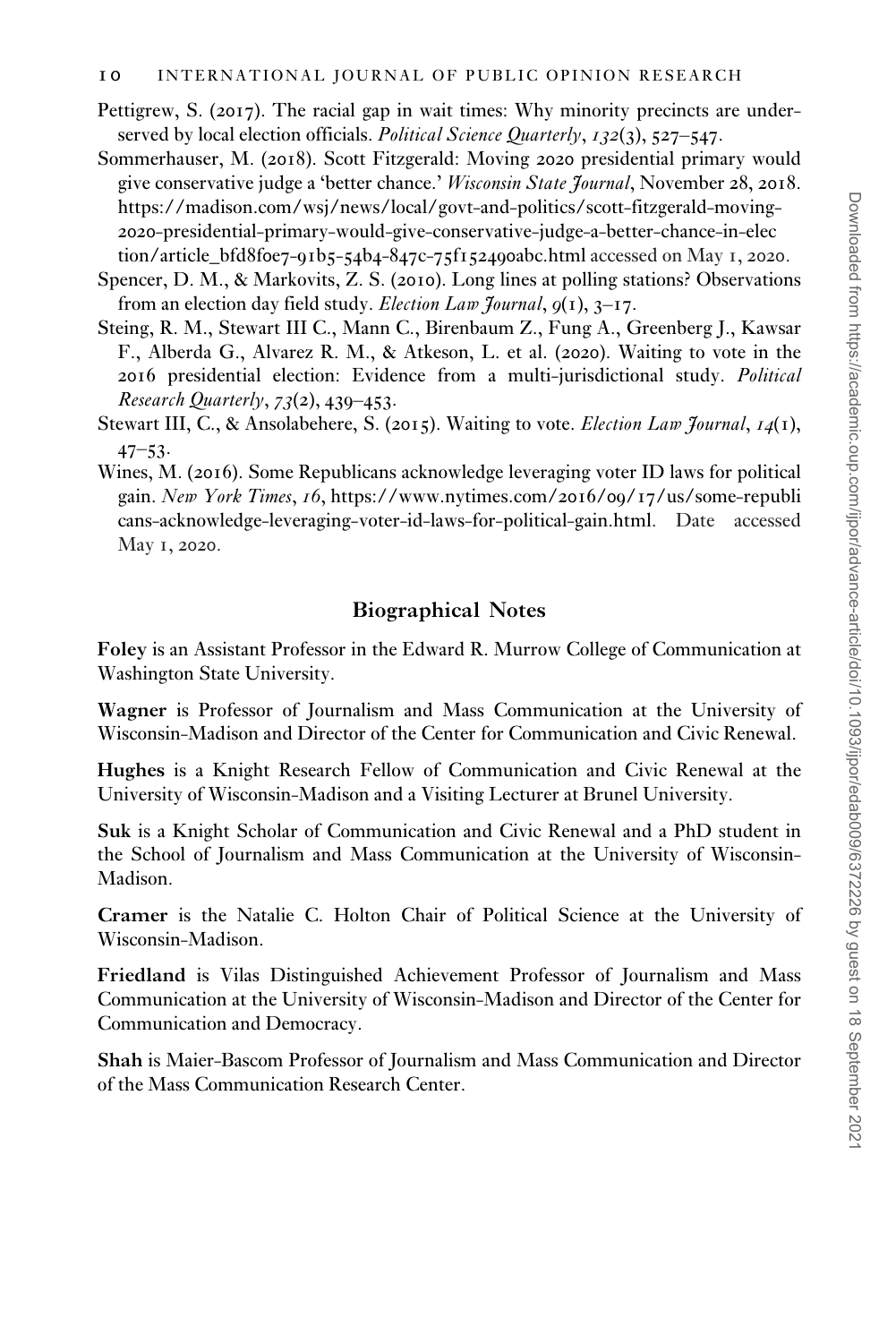Pettigrew, S. (2017). The racial gap in wait times: Why minority precincts are underserved by local election officials. *Political Science Quarterly*, *132*(3), 527–547.

Sommerhauser, M. (2018). Scott Fitzgerald: Moving 2020 presidential primary would give conservative judge a 'better chance.' *Wisconsin State Journal*, November 28, 2018. https://madison.com/wsj/news/local/govt-and-politics/scott-fitzgerald-moving-2020-presidential-primary-would-give-conservative-judge-a-better-chance-in-election/article_bfd8f0e7-91b5-54b4-847c-75f152490abc.html accessed on May 1, 2020.

Spencer, D. M., & Markovits, Z. S. (2010). Long lines at polling stations? Observations from an election day field study. *Election Law Journal*, *9*(1), 3–17.

Steing, R. M., Stewart III C., Mann C., Birenbaum Z., Fung A., Greenberg J., Kawsar F., Alberda G., Alvarez R. M., & Atkeson, L. et al. (2020). Waiting to vote in the 2016 presidential election: Evidence from a multi-jurisdictional study. *Political Research Quarterly*, *73*(2), 439–453.

Stewart III, C., & Ansolabehere, S. (2015). Waiting to vote. *Election Law Journal*, *14*(1), 47–53.

Wines, M. (2016). Some Republicans acknowledge leveraging voter ID laws for political gain. *New York Times*, *16*, https://www.nytimes.com/2016/09/17/us/some-republicans-acknowledge-leveraging-voter-id-laws-for-political-gain.html. Date accessed May 1, 2020.

## Biographical Notes

**Foley** is an Assistant Professor in the Edward R. Murrow College of Communication at Washington State University.

**Wagner** is Professor of Journalism and Mass Communication at the University of Wisconsin-Madison and Director of the Center for Communication and Civic Renewal.

**Hughes** is a Knight Research Fellow of Communication and Civic Renewal at the University of Wisconsin-Madison and a Visiting Lecturer at Brunel University.

**Suk** is a Knight Scholar of Communication and Civic Renewal and a PhD student in the School of Journalism and Mass Communication at the University of Wisconsin-Madison.

**Cramer** is the Natalie C. Holton Chair of Political Science at the University of Wisconsin-Madison.

**Friedland** is Vilas Distinguished Achievement Professor of Journalism and Mass Communication at the University of Wisconsin-Madison and Director of the Center for Communication and Democracy.

**Shah** is Maier-Bascom Professor of Journalism and Mass Communication and Director of the Mass Communication Research Center.